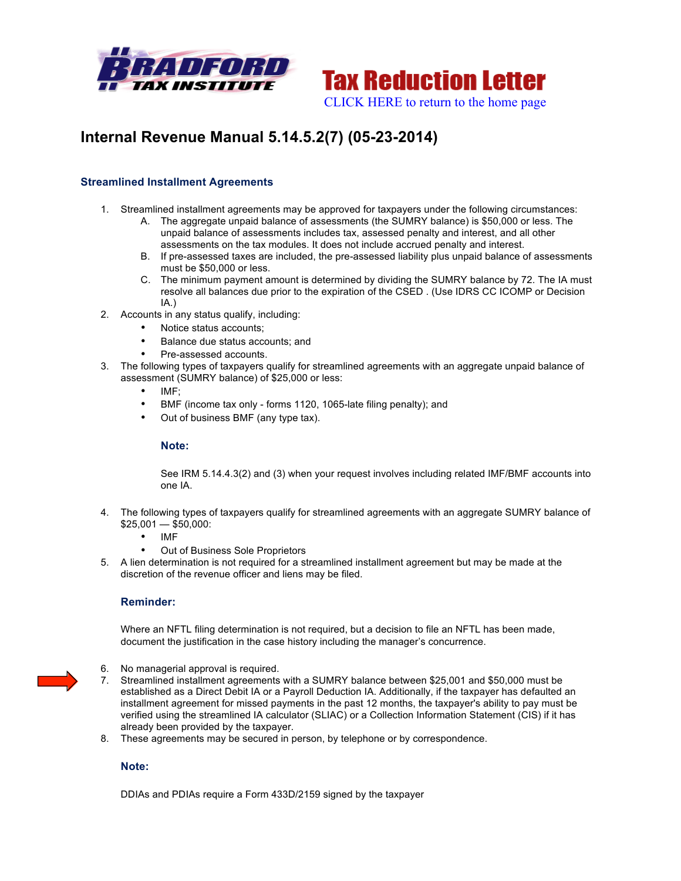**BRADFORD TAX INSTITUTE**

# Tax Reduction Letter

CLICK HERE to return to the home page

## Internal Revenue Manual 5.14.5.2(7) (05-23-2014)

### Streamlined Installment Agreements

1. Streamlined installment agreements may be approved for taxpayers under the following circumstances:
   A. The aggregate unpaid balance of assessments (the SUMRY balance) is $50,000 or less. The unpaid balance of assessments includes tax, assessed penalty and interest, and all other assessments on the tax modules. It does not include accrued penalty and interest.
   B. If pre-assessed taxes are included, the pre-assessed liability plus unpaid balance of assessments must be $50,000 or less.
   C. The minimum payment amount is determined by dividing the SUMRY balance by 72. The IA must resolve all balances due prior to the expiration of the CSED . (Use IDRS CC ICOMP or Decision IA.)
2. Accounts in any status qualify, including:
   - Notice status accounts;
   - Balance due status accounts; and
   - Pre-assessed accounts.
3. The following types of taxpayers qualify for streamlined agreements with an aggregate unpaid balance of assessment (SUMRY balance) of $25,000 or less:
   - IMF;
   - BMF (income tax only - forms 1120, 1065-late filing penalty); and
   - Out of business BMF (any type tax).

   **Note:**

   See IRM 5.14.4.3(2) and (3) when your request involves including related IMF/BMF accounts into one IA.

4. The following types of taxpayers qualify for streamlined agreements with an aggregate SUMRY balance of $25,001 — $50,000:
   - IMF
   - Out of Business Sole Proprietors
5. A lien determination is not required for a streamlined installment agreement but may be made at the discretion of the revenue officer and liens may be filed.

   **Reminder:**

   Where an NFTL filing determination is not required, but a decision to file an NFTL has been made, document the justification in the case history including the manager's concurrence.

6. No managerial approval is required.
7. Streamlined installment agreements with a SUMRY balance between $25,001 and $50,000 must be established as a Direct Debit IA or a Payroll Deduction IA. Additionally, if the taxpayer has defaulted an installment agreement for missed payments in the past 12 months, the taxpayer's ability to pay must be verified using the streamlined IA calculator (SLIAC) or a Collection Information Statement (CIS) if it has already been provided by the taxpayer.
8. These agreements may be secured in person, by telephone or by correspondence.

   **Note:**

   DDIAs and PDIAs require a Form 433D/2159 signed by the taxpayer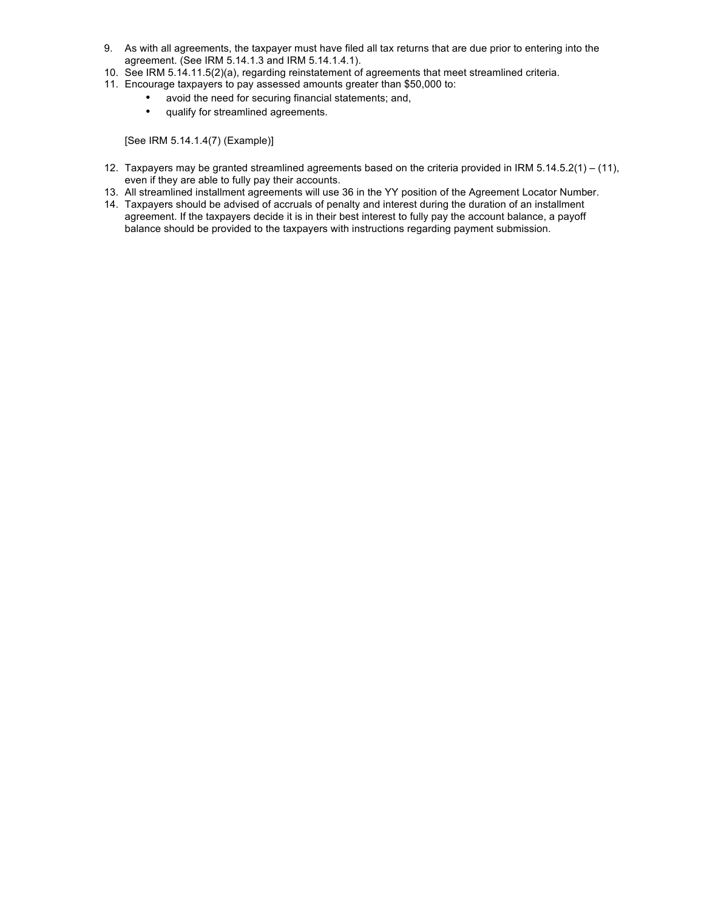9. As with all agreements, the taxpayer must have filed all tax returns that are due prior to entering into the agreement. (See IRM 5.14.1.3 and IRM 5.14.1.4.1).
10. See IRM 5.14.11.5(2)(a), regarding reinstatement of agreements that meet streamlined criteria.
11. Encourage taxpayers to pay assessed amounts greater than $50,000 to:
    - avoid the need for securing financial statements; and,
    - qualify for streamlined agreements.

    [See IRM 5.14.1.4(7) (Example)]

12. Taxpayers may be granted streamlined agreements based on the criteria provided in IRM 5.14.5.2(1) – (11), even if they are able to fully pay their accounts.
13. All streamlined installment agreements will use 36 in the YY position of the Agreement Locator Number.
14. Taxpayers should be advised of accruals of penalty and interest during the duration of an installment agreement. If the taxpayers decide it is in their best interest to fully pay the account balance, a payoff balance should be provided to the taxpayers with instructions regarding payment submission.